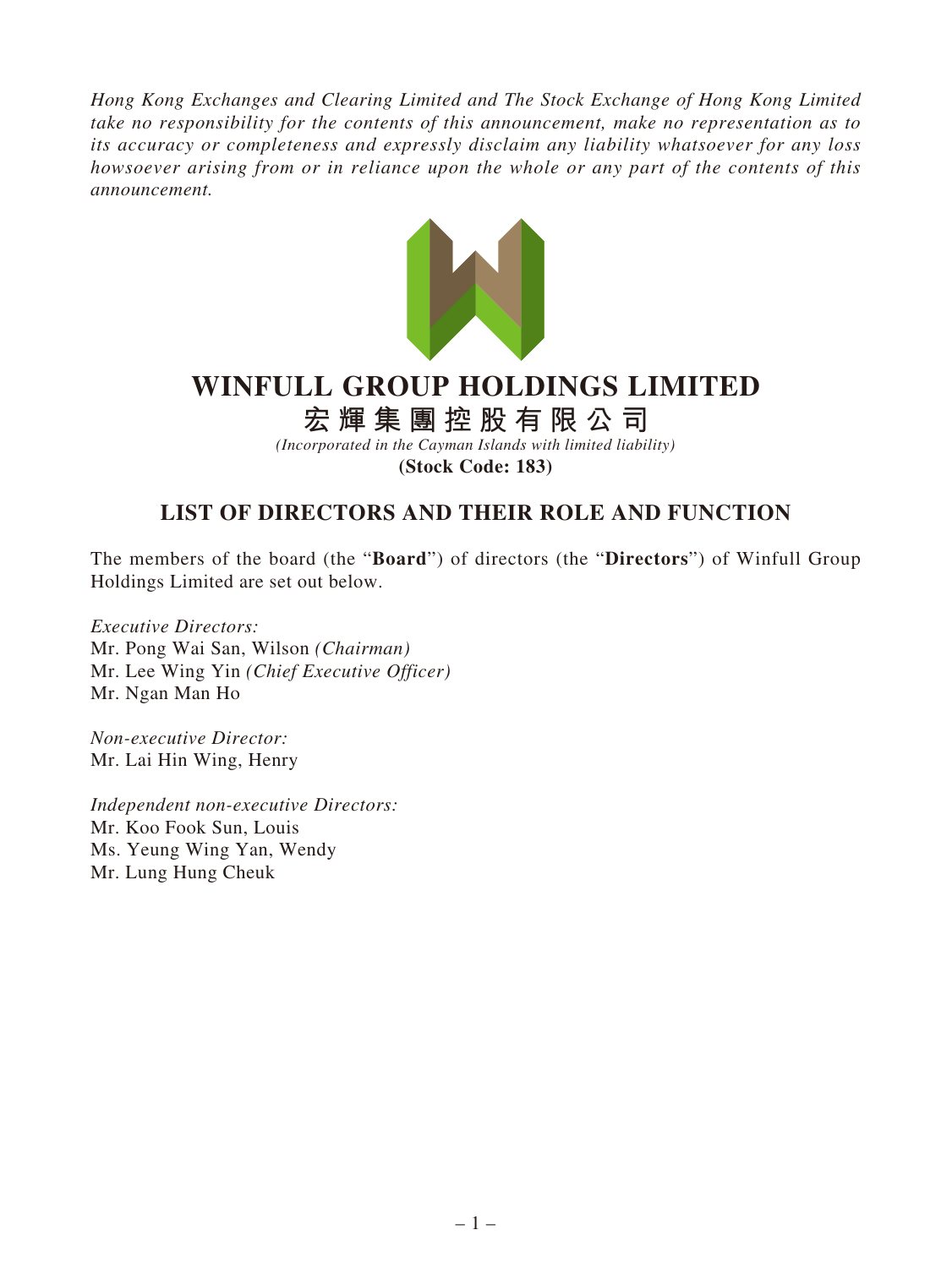*Hong Kong Exchanges and Clearing Limited and The Stock Exchange of Hong Kong Limited take no responsibility for the contents of this announcement, make no representation as to its accuracy or completeness and expressly disclaim any liability whatsoever for any loss howsoever arising from or in reliance upon the whole or any part of the contents of this announcement.*

# WINFULL GROUP HOLDINGS LIMITED

# 宏輝集團控股有限公司

*(Incorporated in the Cayman Islands with limited liability)*

**(Stock Code: 183)**

## LIST OF DIRECTORS AND THEIR ROLE AND FUNCTION

The members of the board (the "**Board**") of directors (the "**Directors**") of Winfull Group Holdings Limited are set out below.

*Executive Directors:*
Mr. Pong Wai San, Wilson *(Chairman)*
Mr. Lee Wing Yin *(Chief Executive Officer)*
Mr. Ngan Man Ho

*Non-executive Director:*
Mr. Lai Hin Wing, Henry

*Independent non-executive Directors:*
Mr. Koo Fook Sun, Louis
Ms. Yeung Wing Yan, Wendy
Mr. Lung Hung Cheuk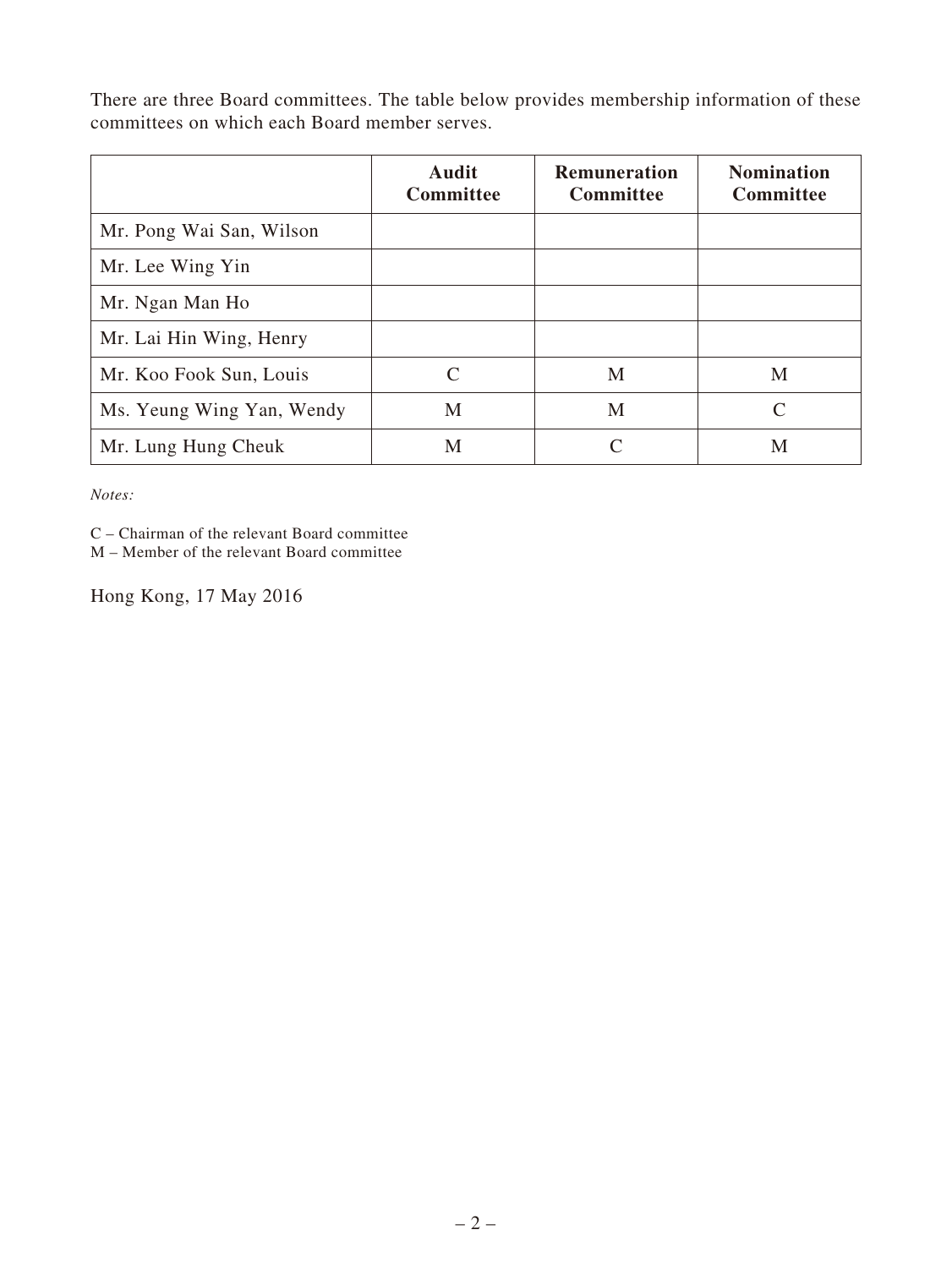There are three Board committees. The table below provides membership information of these committees on which each Board member serves.

| | **Audit Committee** | **Remuneration Committee** | **Nomination Committee** |
|---|---|---|---|
| Mr. Pong Wai San, Wilson | | | |
| Mr. Lee Wing Yin | | | |
| Mr. Ngan Man Ho | | | |
| Mr. Lai Hin Wing, Henry | | | |
| Mr. Koo Fook Sun, Louis | C | M | M |
| Ms. Yeung Wing Yan, Wendy | M | M | C |
| Mr. Lung Hung Cheuk | M | C | M |

*Notes:*

C – Chairman of the relevant Board committee
M – Member of the relevant Board committee

Hong Kong, 17 May 2016